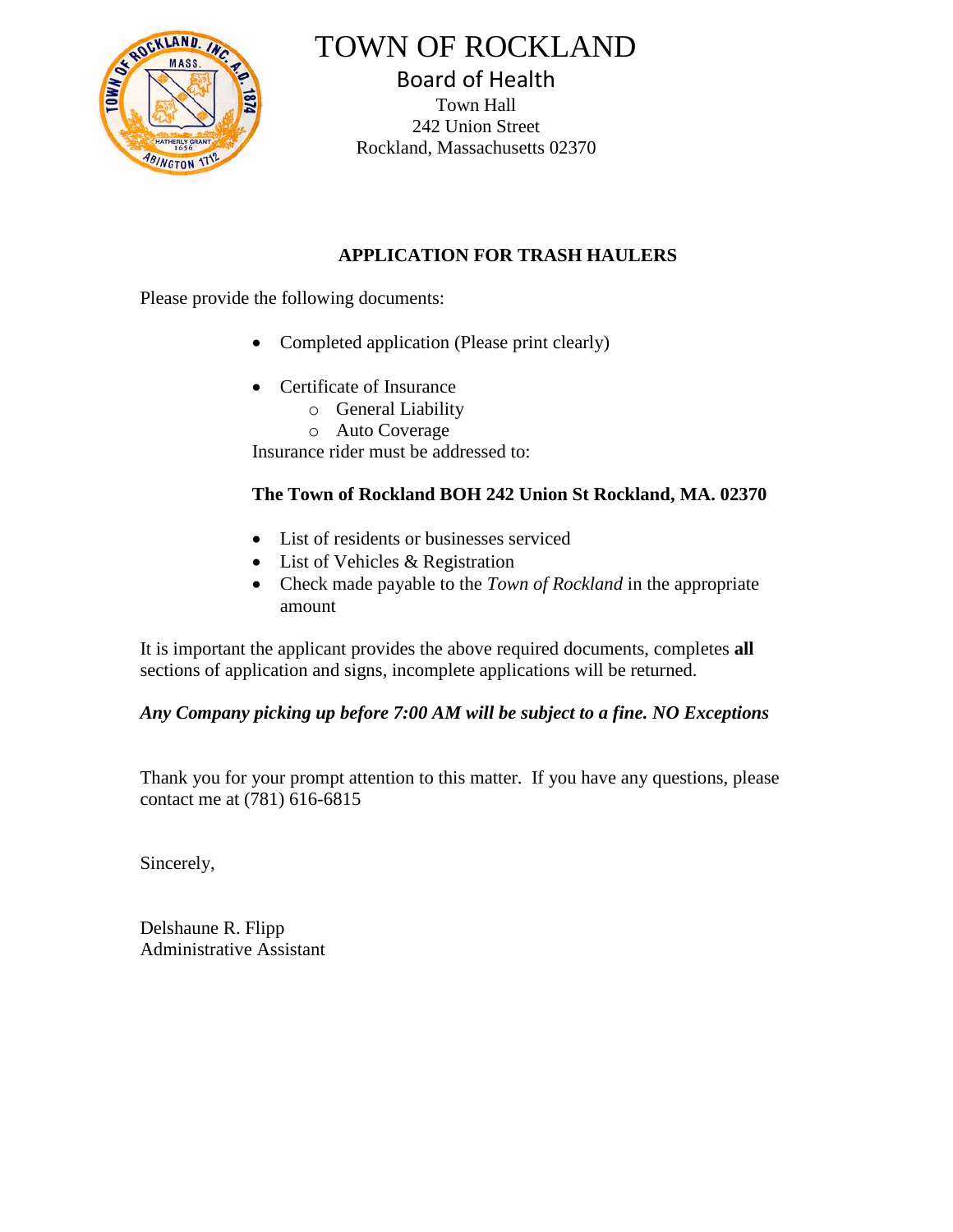# TOWN OF ROCKLAND

## Board of Health

Town Hall
242 Union Street
Rockland, Massachusetts 02370

### APPLICATION FOR TRASH HAULERS

Please provide the following documents:

- Completed application (Please print clearly)

- Certificate of Insurance
  - General Liability
  - Auto Coverage

Insurance rider must be addressed to:

**The Town of Rockland BOH 242 Union St Rockland, MA. 02370**

- List of residents or businesses serviced
- List of Vehicles & Registration
- Check made payable to the *Town of Rockland* in the appropriate amount

It is important the applicant provides the above required documents, completes **all** sections of application and signs, incomplete applications will be returned.

***Any Company picking up before 7:00 AM will be subject to a fine. NO Exceptions***

Thank you for your prompt attention to this matter. If you have any questions, please contact me at (781) 616-6815

Sincerely,

Delshaune R. Flipp
Administrative Assistant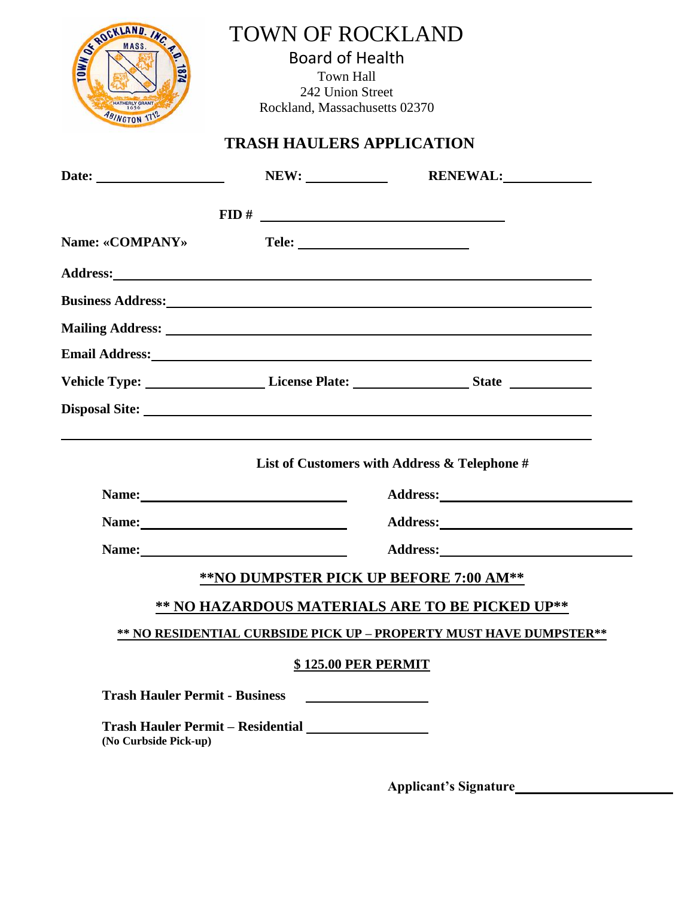# TOWN OF ROCKLAND

Board of Health
Town Hall
242 Union Street
Rockland, Massachusetts 02370

## TRASH HAULERS APPLICATION

**Date:** ____________________ **NEW:** ____________ **RENEWAL:** ____________

**FID #** ________________________________________

**Name: «COMPANY»** **Tele:** __________________________

**Address:** ________________________________________________________________

**Business Address:** ________________________________________________________

**Mailing Address:** _________________________________________________________

**Email Address:** __________________________________________________________

**Vehicle Type:** __________________ **License Plate:** __________________ **State** ____________

**Disposal Site:** __________________________________________________________

________________________________________________________________________

**List of Customers with Address & Telephone #**

**Name:** ______________________________ **Address:** ______________________________

**Name:** ______________________________ **Address:** ______________________________

**Name:** ______________________________ **Address:** ______________________________

**<u>**NO DUMPSTER PICK UP BEFORE 7:00 AM**</u>**

**<u>** NO HAZARDOUS MATERIALS ARE TO BE PICKED UP**</u>**

**<u>** NO RESIDENTIAL CURBSIDE PICK UP – PROPERTY MUST HAVE DUMPSTER**</u>**

**<u>$ 125.00 PER PERMIT</u>**

**Trash Hauler Permit - Business** __________________

**Trash Hauler Permit – Residential** __________________
**(No Curbside Pick-up)**

**Applicant's Signature** ______________________